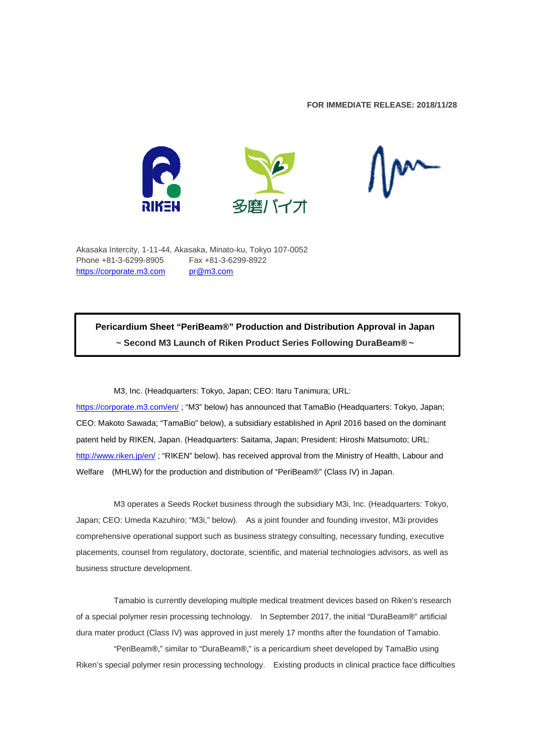**FOR IMMEDIATE RELEASE: 2018/11/28**

RIKEN 多磨バイオ

Akasaka Intercity, 1-11-44, Akasaka, Minato-ku, Tokyo 107-0052
Phone +81-3-6299-8905 Fax +81-3-6299-8922
https://corporate.m3.com pr@m3.com

**Pericardium Sheet “PeriBeam®” Production and Distribution Approval in Japan**
**~ Second M3 Launch of Riken Product Series Following DuraBeam® ~**

M3, Inc. (Headquarters: Tokyo, Japan; CEO: Itaru Tanimura; URL: https://corporate.m3.com/en/ ; “M3” below) has announced that TamaBio (Headquarters: Tokyo, Japan; CEO: Makoto Sawada; “TamaBio” below), a subsidiary established in April 2016 based on the dominant patent held by RIKEN, Japan. (Headquarters: Saitama, Japan; President: Hiroshi Matsumoto; URL: http://www.riken.jp/en/ ; “RIKEN” below). has received approval from the Ministry of Health, Labour and Welfare (MHLW) for the production and distribution of “PeriBeam®” (Class IV) in Japan.

M3 operates a Seeds Rocket business through the subsidiary M3i, Inc. (Headquarters: Tokyo, Japan; CEO: Umeda Kazuhiro; “M3i,” below). As a joint founder and founding investor, M3i provides comprehensive operational support such as business strategy consulting, necessary funding, executive placements, counsel from regulatory, doctorate, scientific, and material technologies advisors, as well as business structure development.

Tamabio is currently developing multiple medical treatment devices based on Riken’s research of a special polymer resin processing technology. In September 2017, the initial “DuraBeam®” artificial dura mater product (Class IV) was approved in just merely 17 months after the foundation of Tamabio.

“PeriBeam®,” similar to “DuraBeam®,” is a pericardium sheet developed by TamaBio using Riken’s special polymer resin processing technology. Existing products in clinical practice face difficulties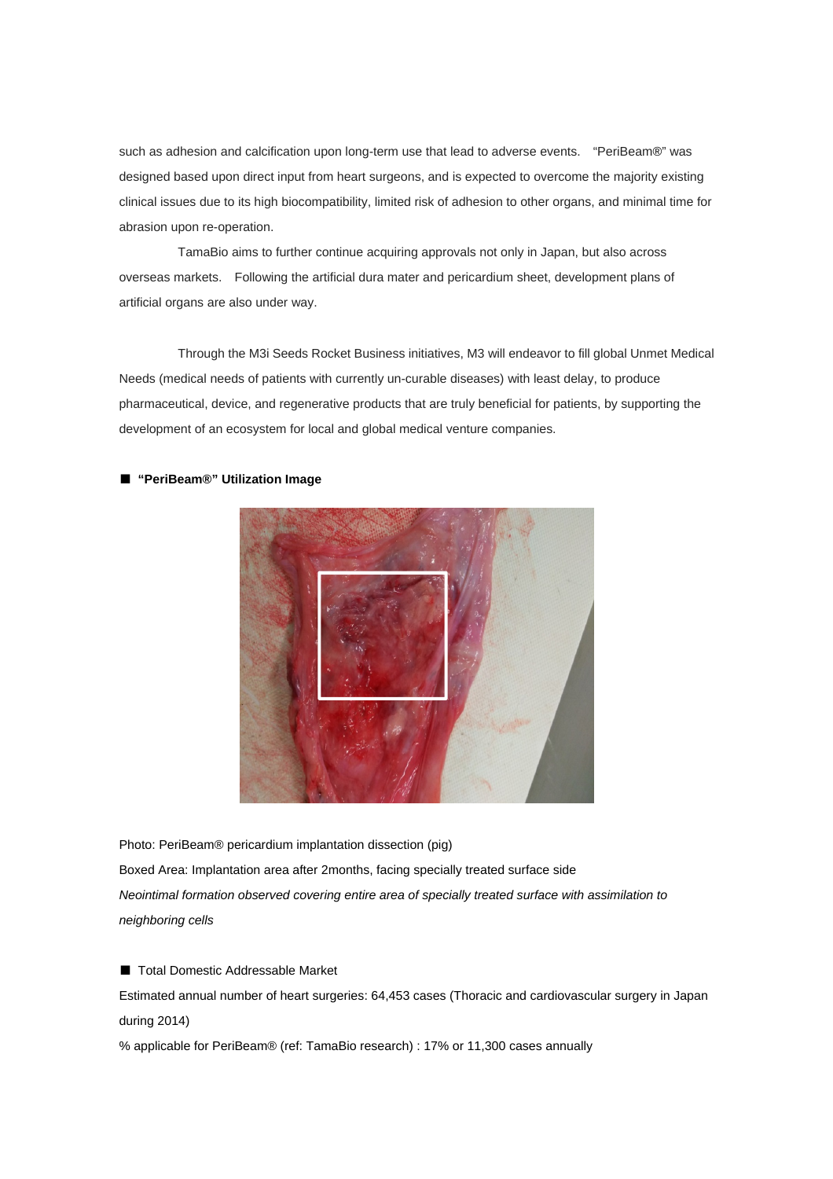such as adhesion and calcification upon long-term use that lead to adverse events. "PeriBeam®" was designed based upon direct input from heart surgeons, and is expected to overcome the majority existing clinical issues due to its high biocompatibility, limited risk of adhesion to other organs, and minimal time for abrasion upon re-operation.

TamaBio aims to further continue acquiring approvals not only in Japan, but also across overseas markets. Following the artificial dura mater and pericardium sheet, development plans of artificial organs are also under way.

Through the M3i Seeds Rocket Business initiatives, M3 will endeavor to fill global Unmet Medical Needs (medical needs of patients with currently un-curable diseases) with least delay, to produce pharmaceutical, device, and regenerative products that are truly beneficial for patients, by supporting the development of an ecosystem for local and global medical venture companies.

■ **"PeriBeam®" Utilization Image**

Photo: PeriBeam® pericardium implantation dissection (pig)

Boxed Area: Implantation area after 2months, facing specially treated surface side

*Neointimal formation observed covering entire area of specially treated surface with assimilation to neighboring cells*

■ Total Domestic Addressable Market

Estimated annual number of heart surgeries: 64,453 cases (Thoracic and cardiovascular surgery in Japan during 2014)

% applicable for PeriBeam® (ref: TamaBio research) : 17% or 11,300 cases annually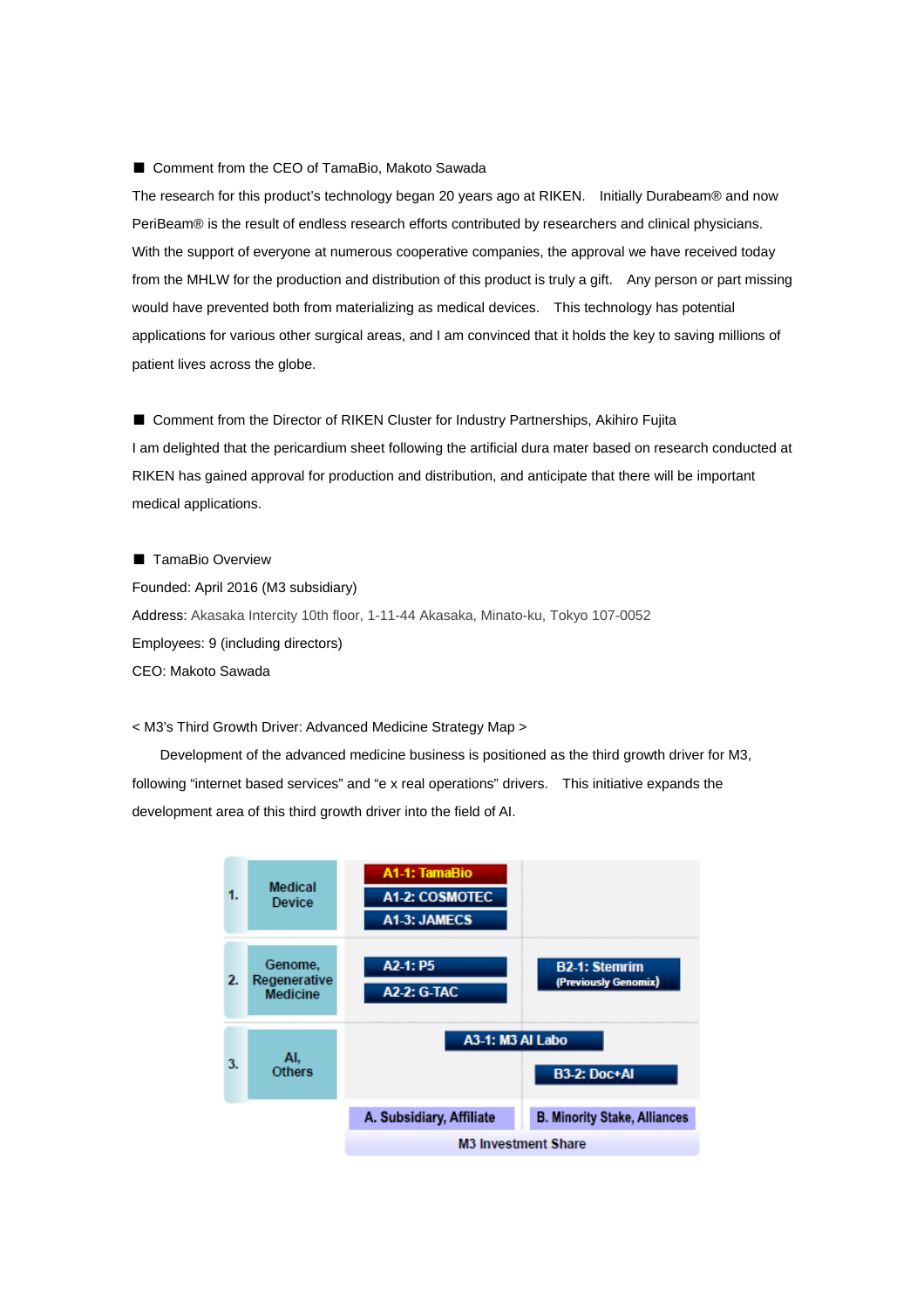■ Comment from the CEO of TamaBio, Makoto Sawada

The research for this product's technology began 20 years ago at RIKEN. Initially Durabeam® and now PeriBeam® is the result of endless research efforts contributed by researchers and clinical physicians. With the support of everyone at numerous cooperative companies, the approval we have received today from the MHLW for the production and distribution of this product is truly a gift. Any person or part missing would have prevented both from materializing as medical devices. This technology has potential applications for various other surgical areas, and I am convinced that it holds the key to saving millions of patient lives across the globe.

■ Comment from the Director of RIKEN Cluster for Industry Partnerships, Akihiro Fujita

I am delighted that the pericardium sheet following the artificial dura mater based on research conducted at RIKEN has gained approval for production and distribution, and anticipate that there will be important medical applications.

■ TamaBio Overview

Founded: April 2016 (M3 subsidiary)

Address: Akasaka Intercity 10th floor, 1-11-44 Akasaka, Minato-ku, Tokyo 107-0052

Employees: 9 (including directors)

CEO: Makoto Sawada

< M3's Third Growth Driver: Advanced Medicine Strategy Map >

Development of the advanced medicine business is positioned as the third growth driver for M3, following "internet based services" and "e x real operations" drivers. This initiative expands the development area of this third growth driver into the field of AI.

1. Medical Device
A1-1: TamaBio
A1-2: COSMOTEC
A1-3: JAMECS

2. Genome, Regenerative Medicine
A2-1: P5
A2-2: G-TAC
B2-1: Stemrim (Previously Genomix)

3. AI, Others
A3-1: M3 AI Labo
B3-2: Doc+AI

A. Subsidiary, Affiliate
B. Minority Stake, Alliances
M3 Investment Share